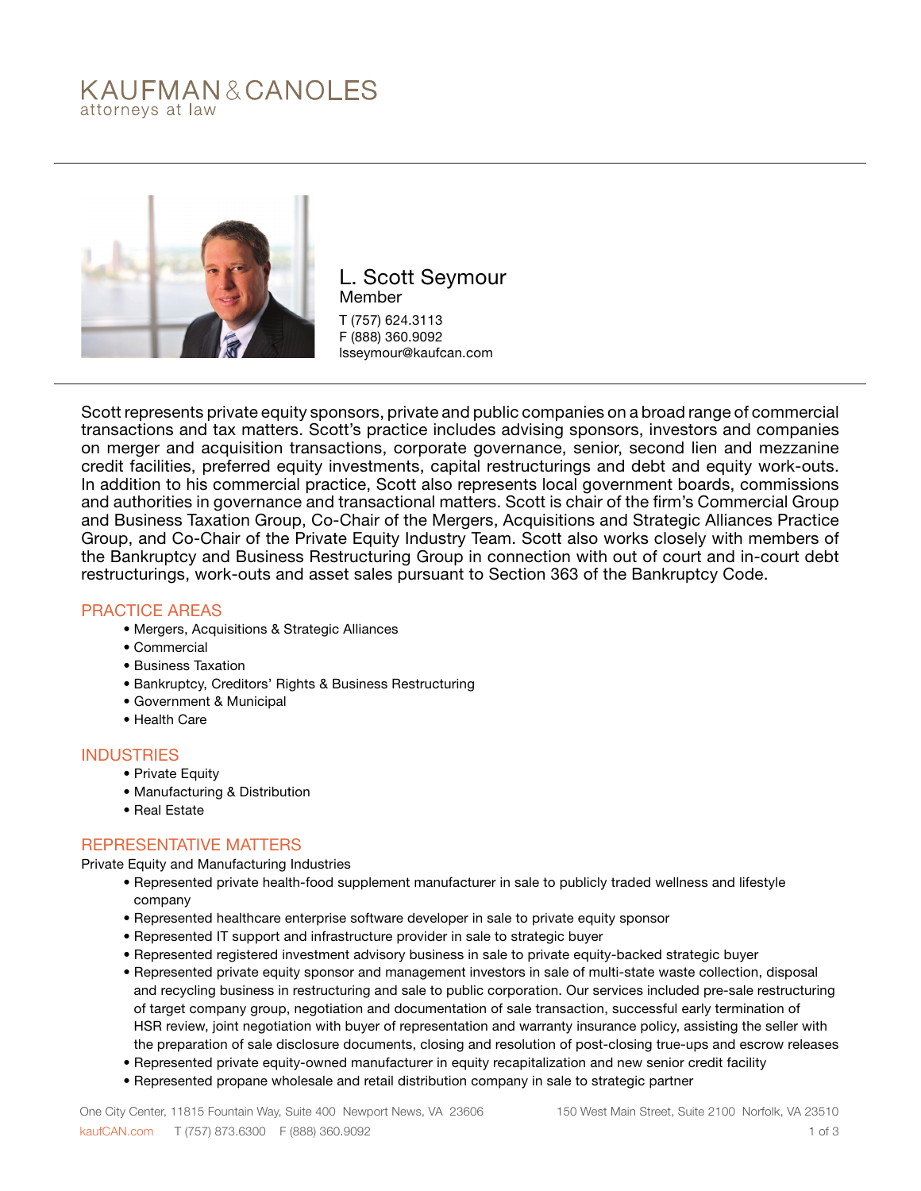KAUFMAN & CANOLES
attorneys at law

# L. Scott Seymour

Member

T (757) 624.3113
F (888) 360.9092
lsseymour@kaufcan.com

Scott represents private equity sponsors, private and public companies on a broad range of commercial transactions and tax matters. Scott's practice includes advising sponsors, investors and companies on merger and acquisition transactions, corporate governance, senior, second lien and mezzanine credit facilities, preferred equity investments, capital restructurings and debt and equity work-outs. In addition to his commercial practice, Scott also represents local government boards, commissions and authorities in governance and transactional matters. Scott is chair of the firm's Commercial Group and Business Taxation Group, Co-Chair of the Mergers, Acquisitions and Strategic Alliances Practice Group, and Co-Chair of the Private Equity Industry Team. Scott also works closely with members of the Bankruptcy and Business Restructuring Group in connection with out of court and in-court debt restructurings, work-outs and asset sales pursuant to Section 363 of the Bankruptcy Code.

## PRACTICE AREAS

- Mergers, Acquisitions & Strategic Alliances
- Commercial
- Business Taxation
- Bankruptcy, Creditors' Rights & Business Restructuring
- Government & Municipal
- Health Care

## INDUSTRIES

- Private Equity
- Manufacturing & Distribution
- Real Estate

## REPRESENTATIVE MATTERS

Private Equity and Manufacturing Industries

- Represented private health-food supplement manufacturer in sale to publicly traded wellness and lifestyle company
- Represented healthcare enterprise software developer in sale to private equity sponsor
- Represented IT support and infrastructure provider in sale to strategic buyer
- Represented registered investment advisory business in sale to private equity-backed strategic buyer
- Represented private equity sponsor and management investors in sale of multi-state waste collection, disposal and recycling business in restructuring and sale to public corporation. Our services included pre-sale restructuring of target company group, negotiation and documentation of sale transaction, successful early termination of HSR review, joint negotiation with buyer of representation and warranty insurance policy, assisting the seller with the preparation of sale disclosure documents, closing and resolution of post-closing true-ups and escrow releases
- Represented private equity-owned manufacturer in equity recapitalization and new senior credit facility
- Represented propane wholesale and retail distribution company in sale to strategic partner

One City Center, 11815 Fountain Way, Suite 400 Newport News, VA 23606 | 150 West Main Street, Suite 2100 Norfolk, VA 23510
kaufCAN.com T (757) 873.6300 F (888) 360.9092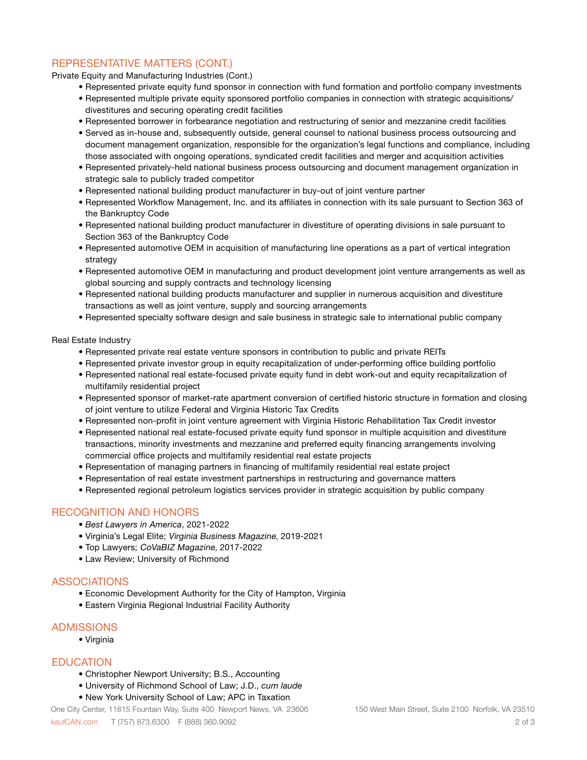## REPRESENTATIVE MATTERS (CONT.)

Private Equity and Manufacturing Industries (Cont.)

- Represented private equity fund sponsor in connection with fund formation and portfolio company investments
- Represented multiple private equity sponsored portfolio companies in connection with strategic acquisitions/divestitures and securing operating credit facilities
- Represented borrower in forbearance negotiation and restructuring of senior and mezzanine credit facilities
- Served as in-house and, subsequently outside, general counsel to national business process outsourcing and document management organization, responsible for the organization's legal functions and compliance, including those associated with ongoing operations, syndicated credit facilities and merger and acquisition activities
- Represented privately-held national business process outsourcing and document management organization in strategic sale to publicly traded competitor
- Represented national building product manufacturer in buy-out of joint venture partner
- Represented Workflow Management, Inc. and its affiliates in connection with its sale pursuant to Section 363 of the Bankruptcy Code
- Represented national building product manufacturer in divestiture of operating divisions in sale pursuant to Section 363 of the Bankruptcy Code
- Represented automotive OEM in acquisition of manufacturing line operations as a part of vertical integration strategy
- Represented automotive OEM in manufacturing and product development joint venture arrangements as well as global sourcing and supply contracts and technology licensing
- Represented national building products manufacturer and supplier in numerous acquisition and divestiture transactions as well as joint venture, supply and sourcing arrangements
- Represented specialty software design and sale business in strategic sale to international public company

Real Estate Industry

- Represented private real estate venture sponsors in contribution to public and private REITs
- Represented private investor group in equity recapitalization of under-performing office building portfolio
- Represented national real estate-focused private equity fund in debt work-out and equity recapitalization of multifamily residential project
- Represented sponsor of market-rate apartment conversion of certified historic structure in formation and closing of joint venture to utilize Federal and Virginia Historic Tax Credits
- Represented non-profit in joint venture agreement with Virginia Historic Rehabilitation Tax Credit investor
- Represented national real estate-focused private equity fund sponsor in multiple acquisition and divestiture transactions, minority investments and mezzanine and preferred equity financing arrangements involving commercial office projects and multifamily residential real estate projects
- Representation of managing partners in financing of multifamily residential real estate project
- Representation of real estate investment partnerships in restructuring and governance matters
- Represented regional petroleum logistics services provider in strategic acquisition by public company

## RECOGNITION AND HONORS

- *Best Lawyers in America*, 2021-2022
- Virginia's Legal Elite; *Virginia Business Magazine*, 2019-2021
- Top Lawyers; *CoVaBIZ Magazine,* 2017-2022
- Law Review; University of Richmond

## ASSOCIATIONS

- Economic Development Authority for the City of Hampton, Virginia
- Eastern Virginia Regional Industrial Facility Authority

## ADMISSIONS

- Virginia

## EDUCATION

- Christopher Newport University; B.S., Accounting
- University of Richmond School of Law; J.D., *cum laude*
- New York University School of Law; APC in Taxation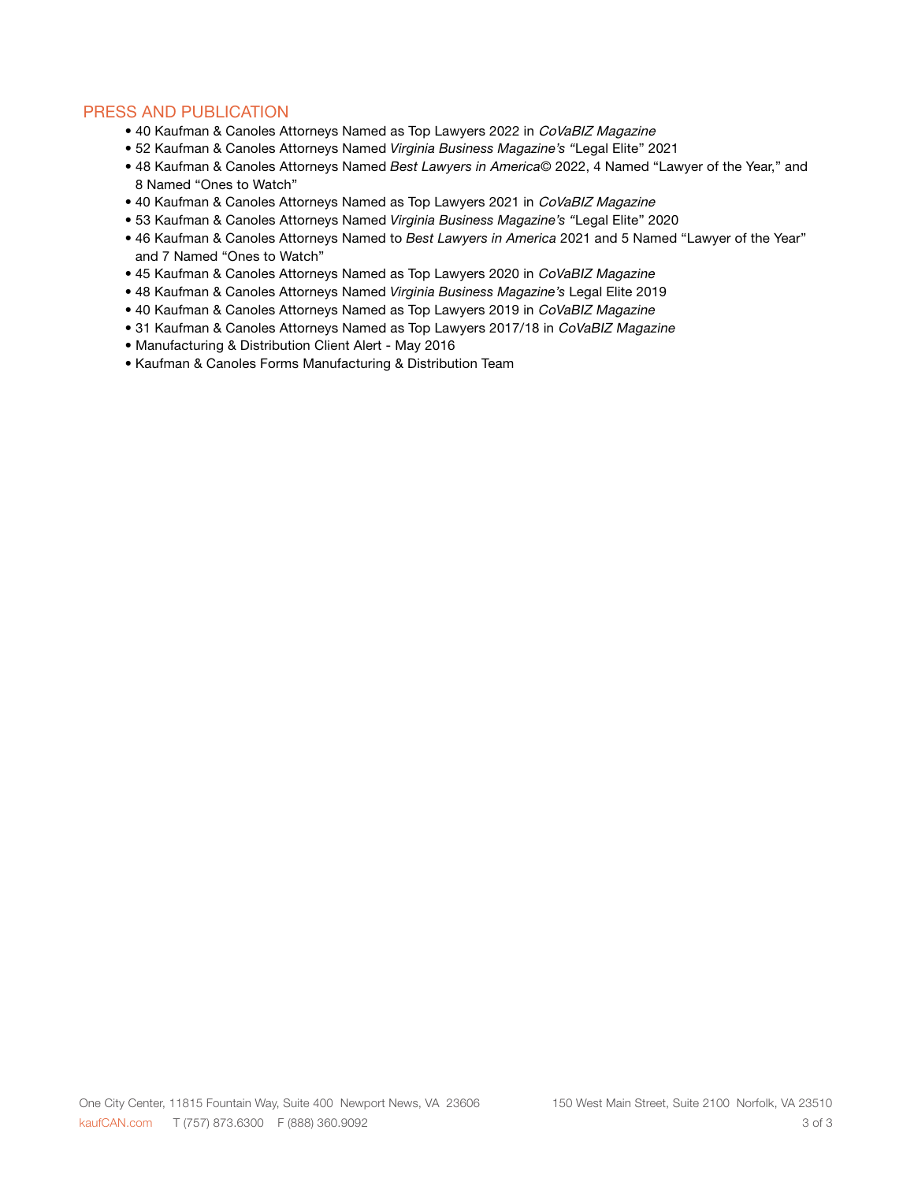## PRESS AND PUBLICATION

- 40 Kaufman & Canoles Attorneys Named as Top Lawyers 2022 in *CoVaBIZ Magazine*
- 52 Kaufman & Canoles Attorneys Named *Virginia Business Magazine's* "Legal Elite" 2021
- 48 Kaufman & Canoles Attorneys Named *Best Lawyers in America*© 2022, 4 Named "Lawyer of the Year," and 8 Named "Ones to Watch"
- 40 Kaufman & Canoles Attorneys Named as Top Lawyers 2021 in *CoVaBIZ Magazine*
- 53 Kaufman & Canoles Attorneys Named *Virginia Business Magazine's* "Legal Elite" 2020
- 46 Kaufman & Canoles Attorneys Named to *Best Lawyers in America* 2021 and 5 Named "Lawyer of the Year" and 7 Named "Ones to Watch"
- 45 Kaufman & Canoles Attorneys Named as Top Lawyers 2020 in *CoVaBIZ Magazine*
- 48 Kaufman & Canoles Attorneys Named *Virginia Business Magazine's* Legal Elite 2019
- 40 Kaufman & Canoles Attorneys Named as Top Lawyers 2019 in *CoVaBIZ Magazine*
- 31 Kaufman & Canoles Attorneys Named as Top Lawyers 2017/18 in *CoVaBIZ Magazine*
- Manufacturing & Distribution Client Alert - May 2016
- Kaufman & Canoles Forms Manufacturing & Distribution Team